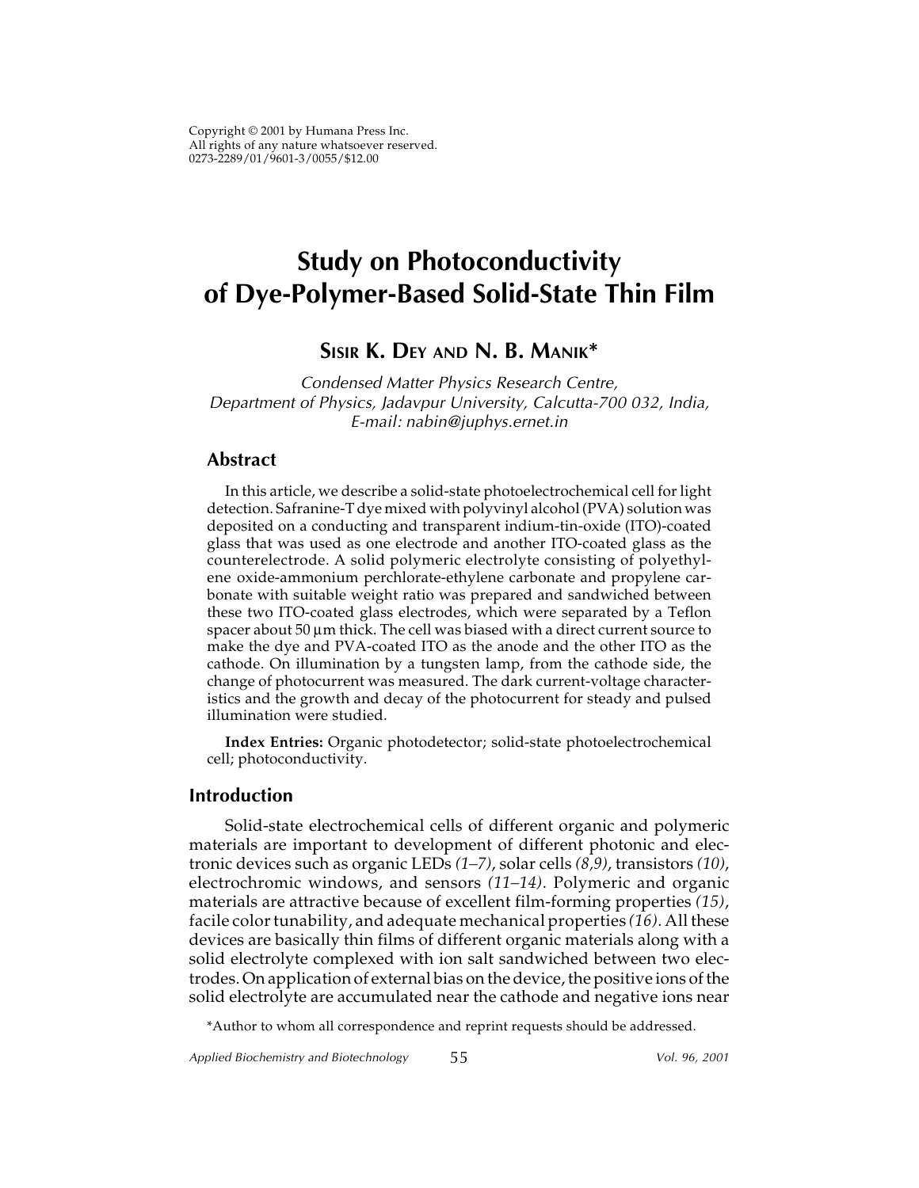Copyright © 2001 by Humana Press Inc.
All rights of any nature whatsoever reserved.
0273-2289/01/9601-3/0055/$12.00

# Study on Photoconductivity of Dye-Polymer-Based Solid-State Thin Film

**Sisir K. Dey and N. B. Manik***

*Condensed Matter Physics Research Centre, Department of Physics, Jadavpur University, Calcutta-700 032, India, E-mail: nabin@juphys.ernet.in*

## Abstract

In this article, we describe a solid-state photoelectrochemical cell for light detection. Safranine-T dye mixed with polyvinyl alcohol (PVA) solution was deposited on a conducting and transparent indium-tin-oxide (ITO)-coated glass that was used as one electrode and another ITO-coated glass as the counterelectrode. A solid polymeric electrolyte consisting of polyethylene oxide-ammonium perchlorate-ethylene carbonate and propylene carbonate with suitable weight ratio was prepared and sandwiched between these two ITO-coated glass electrodes, which were separated by a Teflon spacer about 50 µm thick. The cell was biased with a direct current source to make the dye and PVA-coated ITO as the anode and the other ITO as the cathode. On illumination by a tungsten lamp, from the cathode side, the change of photocurrent was measured. The dark current-voltage characteristics and the growth and decay of the photocurrent for steady and pulsed illumination were studied.

**Index Entries:** Organic photodetector; solid-state photoelectrochemical cell; photoconductivity.

## Introduction

Solid-state electrochemical cells of different organic and polymeric materials are important to development of different photonic and electronic devices such as organic LEDs *(1–7)*, solar cells *(8,9)*, transistors *(10)*, electrochromic windows, and sensors *(11–14)*. Polymeric and organic materials are attractive because of excellent film-forming properties *(15)*, facile color tunability, and adequate mechanical properties *(16)*. All these devices are basically thin films of different organic materials along with a solid electrolyte complexed with ion salt sandwiched between two electrodes. On application of external bias on the device, the positive ions of the solid electrolyte are accumulated near the cathode and negative ions near

*Author to whom all correspondence and reprint requests should be addressed.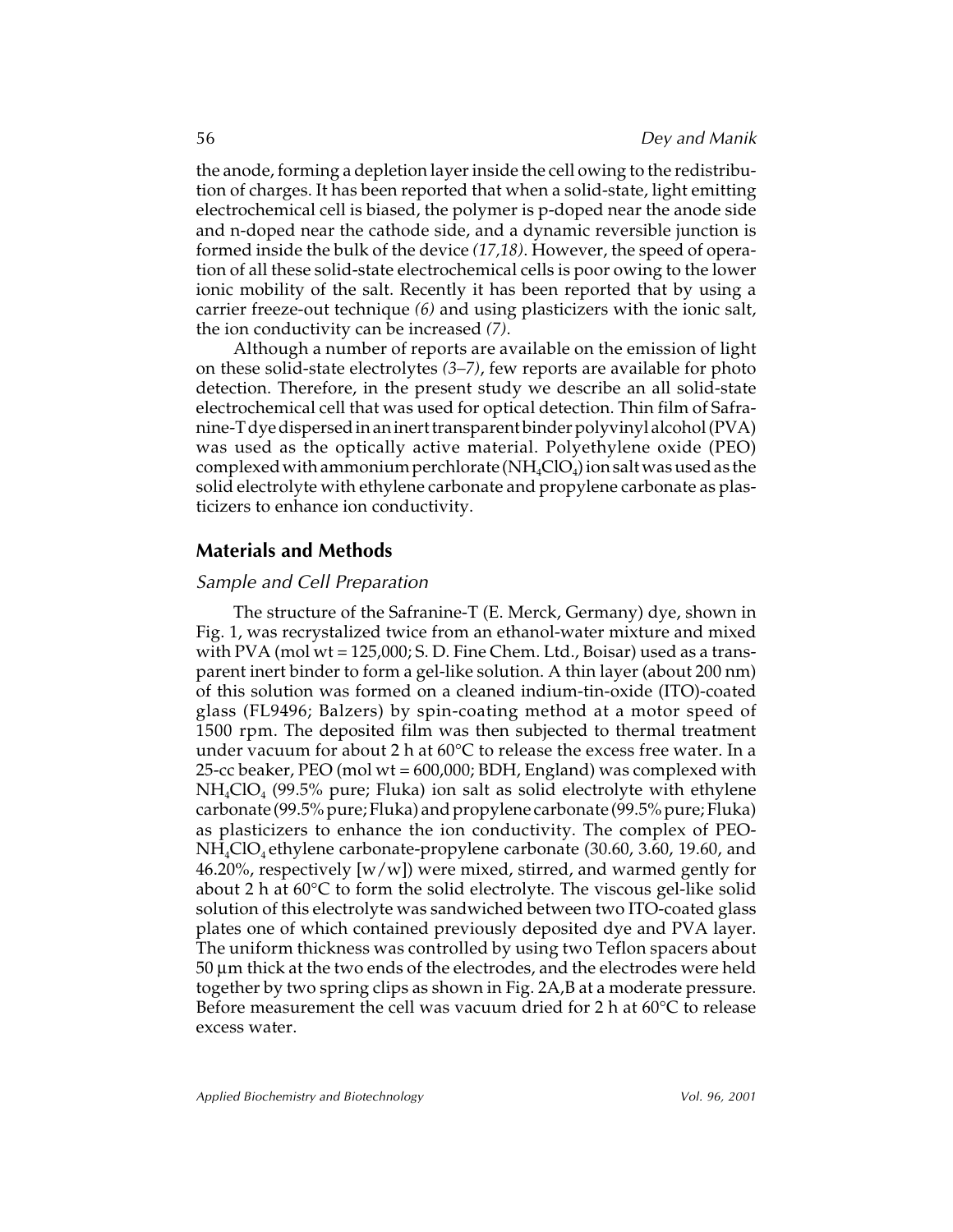the anode, forming a depletion layer inside the cell owing to the redistribution of charges. It has been reported that when a solid-state, light emitting electrochemical cell is biased, the polymer is p-doped near the anode side and n-doped near the cathode side, and a dynamic reversible junction is formed inside the bulk of the device *(17,18)*. However, the speed of operation of all these solid-state electrochemical cells is poor owing to the lower ionic mobility of the salt. Recently it has been reported that by using a carrier freeze-out technique *(6)* and using plasticizers with the ionic salt, the ion conductivity can be increased *(7)*.

Although a number of reports are available on the emission of light on these solid-state electrolytes *(3–7)*, few reports are available for photo detection. Therefore, in the present study we describe an all solid-state electrochemical cell that was used for optical detection. Thin film of Safranine-T dye dispersed in an inert transparent binder polyvinyl alcohol (PVA) was used as the optically active material. Polyethylene oxide (PEO) complexed with ammonium perchlorate ($NH_4ClO_4$) ion salt was used as the solid electrolyte with ethylene carbonate and propylene carbonate as plasticizers to enhance ion conductivity.

## Materials and Methods

### *Sample and Cell Preparation*

The structure of the Safranine-T (E. Merck, Germany) dye, shown in Fig. 1, was recrystalized twice from an ethanol-water mixture and mixed with PVA (mol wt = 125,000; S. D. Fine Chem. Ltd., Boisar) used as a transparent inert binder to form a gel-like solution. A thin layer (about 200 nm) of this solution was formed on a cleaned indium-tin-oxide (ITO)-coated glass (FL9496; Balzers) by spin-coating method at a motor speed of 1500 rpm. The deposited film was then subjected to thermal treatment under vacuum for about 2 h at 60°C to release the excess free water. In a 25-cc beaker, PEO (mol wt = 600,000; BDH, England) was complexed with $NH_4ClO_4$ (99.5% pure; Fluka) ion salt as solid electrolyte with ethylene carbonate (99.5% pure; Fluka) and propylene carbonate (99.5% pure; Fluka) as plasticizers to enhance the ion conductivity. The complex of PEO-$NH_4ClO_4$ ethylene carbonate-propylene carbonate (30.60, 3.60, 19.60, and 46.20%, respectively [w/w]) were mixed, stirred, and warmed gently for about 2 h at 60°C to form the solid electrolyte. The viscous gel-like solid solution of this electrolyte was sandwiched between two ITO-coated glass plates one of which contained previously deposited dye and PVA layer. The uniform thickness was controlled by using two Teflon spacers about 50 μm thick at the two ends of the electrodes, and the electrodes were held together by two spring clips as shown in Fig. 2A,B at a moderate pressure. Before measurement the cell was vacuum dried for 2 h at 60°C to release excess water.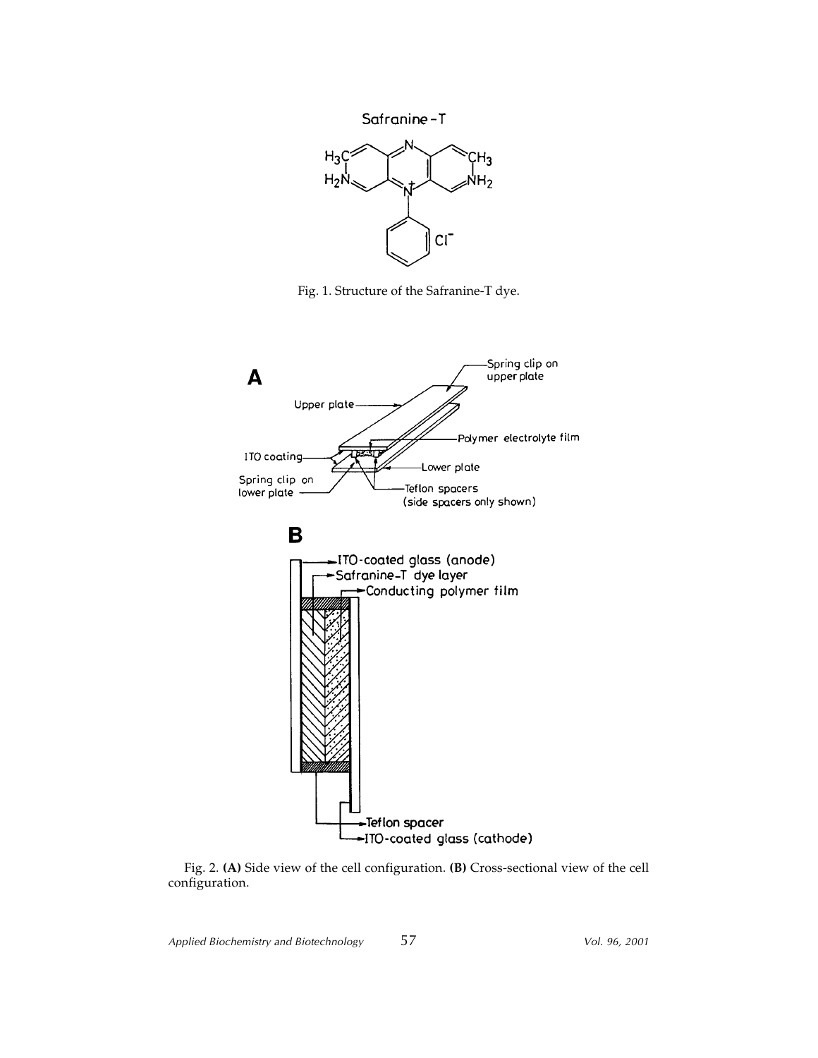Fig. 1. Structure of the Safranine-T dye.

Fig. 2. **(A)** Side view of the cell configuration. **(B)** Cross-sectional view of the cell configuration.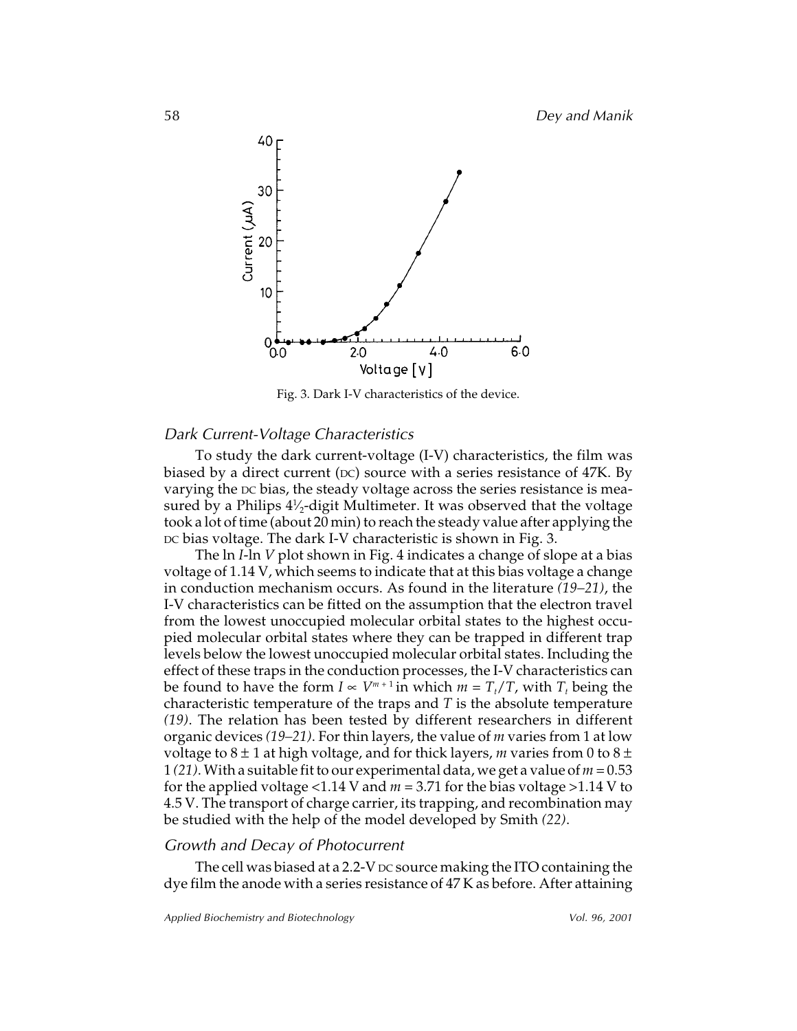Fig. 3. Dark I-V characteristics of the device.

### *Dark Current-Voltage Characteristics*

To study the dark current-voltage (I-V) characteristics, the film was biased by a direct current (DC) source with a series resistance of 47K. By varying the DC bias, the steady voltage across the series resistance is measured by a Philips 4½-digit Multimeter. It was observed that the voltage took a lot of time (about 20 min) to reach the steady value after applying the DC bias voltage. The dark I-V characteristic is shown in Fig. 3.

The ln *I*-ln *V* plot shown in Fig. 4 indicates a change of slope at a bias voltage of 1.14 V, which seems to indicate that at this bias voltage a change in conduction mechanism occurs. As found in the literature *(19–21)*, the I-V characteristics can be fitted on the assumption that the electron travel from the lowest unoccupied molecular orbital states to the highest occupied molecular orbital states where they can be trapped in different trap levels below the lowest unoccupied molecular orbital states. Including the effect of these traps in the conduction processes, the I-V characteristics can be found to have the form $I \propto V^{m+1}$ in which $m = T_t/T$, with $T_t$ being the characteristic temperature of the traps and $T$ is the absolute temperature *(19)*. The relation has been tested by different researchers in different organic devices *(19–21)*. For thin layers, the value of $m$ varies from 1 at low voltage to $8 \pm 1$ at high voltage, and for thick layers, $m$ varies from 0 to $8 \pm 1$ *(21)*. With a suitable fit to our experimental data, we get a value of $m = 0.53$ for the applied voltage <1.14 V and $m = 3.71$ for the bias voltage >1.14 V to 4.5 V. The transport of charge carrier, its trapping, and recombination may be studied with the help of the model developed by Smith *(22)*.

### *Growth and Decay of Photocurrent*

The cell was biased at a 2.2-V DC source making the ITO containing the dye film the anode with a series resistance of 47 K as before. After attaining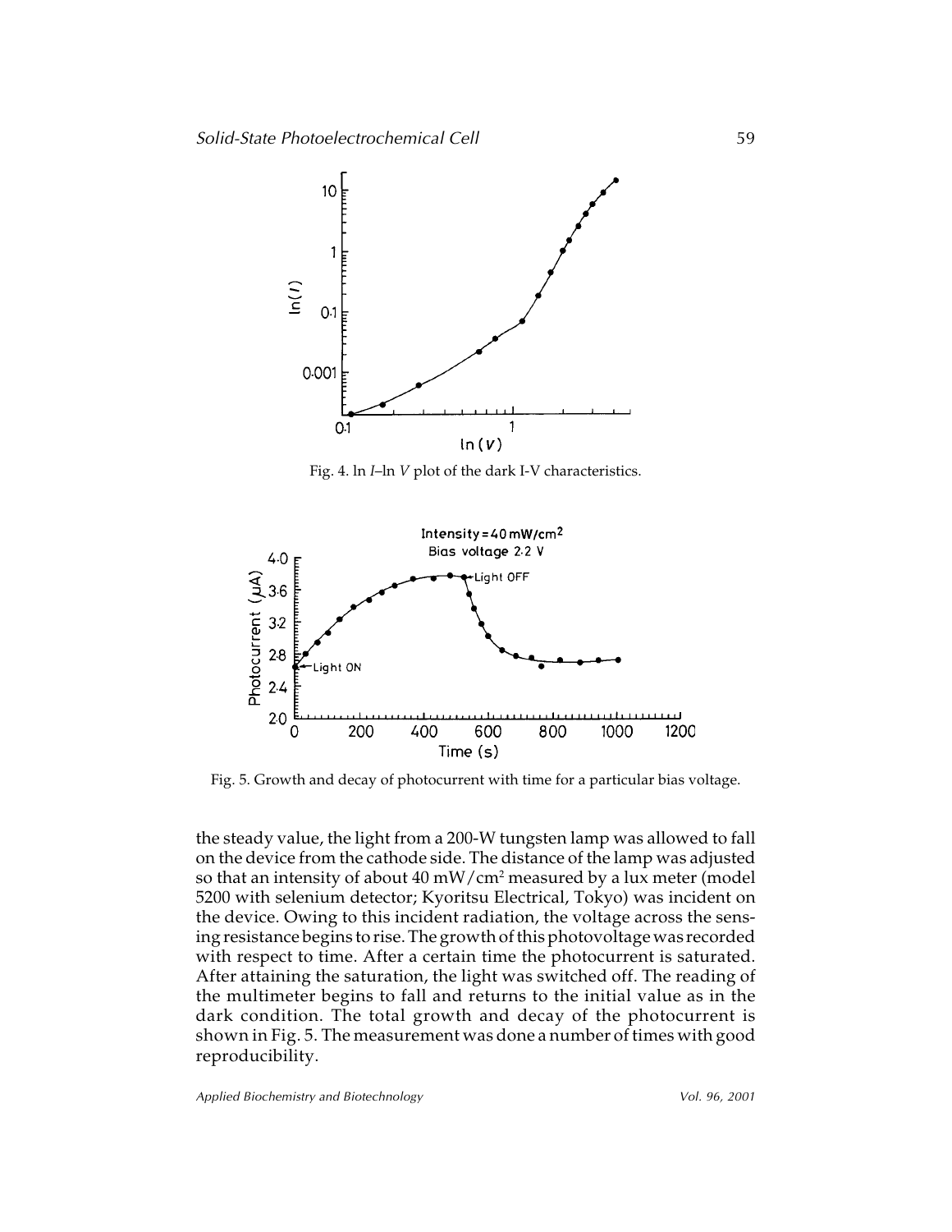Fig. 4. ln $I$–ln $V$ plot of the dark I-V characteristics.

Fig. 5. Growth and decay of photocurrent with time for a particular bias voltage.

the steady value, the light from a 200-W tungsten lamp was allowed to fall on the device from the cathode side. The distance of the lamp was adjusted so that an intensity of about 40 mW/cm$^2$ measured by a lux meter (model 5200 with selenium detector; Kyoritsu Electrical, Tokyo) was incident on the device. Owing to this incident radiation, the voltage across the sensing resistance begins to rise. The growth of this photovoltage was recorded with respect to time. After a certain time the photocurrent is saturated. After attaining the saturation, the light was switched off. The reading of the multimeter begins to fall and returns to the initial value as in the dark condition. The total growth and decay of the photocurrent is shown in Fig. 5. The measurement was done a number of times with good reproducibility.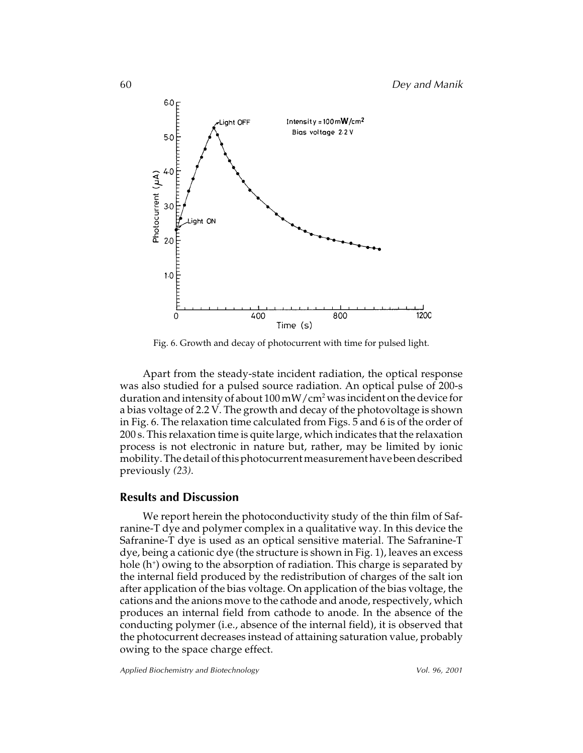Fig. 6. Growth and decay of photocurrent with time for pulsed light.

Apart from the steady-state incident radiation, the optical response was also studied for a pulsed source radiation. An optical pulse of 200-s duration and intensity of about 100 mW/$cm^2$ was incident on the device for a bias voltage of 2.2 V. The growth and decay of the photovoltage is shown in Fig. 6. The relaxation time calculated from Figs. 5 and 6 is of the order of 200 s. This relaxation time is quite large, which indicates that the relaxation process is not electronic in nature but, rather, may be limited by ionic mobility. The detail of this photocurrent measurement have been described previously *(23)*.

## Results and Discussion

We report herein the photoconductivity study of the thin film of Safranine-T dye and polymer complex in a qualitative way. In this device the Safranine-T dye is used as an optical sensitive material. The Safranine-T dye, being a cationic dye (the structure is shown in Fig. 1), leaves an excess hole ($h^+$) owing to the absorption of radiation. This charge is separated by the internal field produced by the redistribution of charges of the salt ion after application of the bias voltage. On application of the bias voltage, the cations and the anions move to the cathode and anode, respectively, which produces an internal field from cathode to anode. In the absence of the conducting polymer (i.e., absence of the internal field), it is observed that the photocurrent decreases instead of attaining saturation value, probably owing to the space charge effect.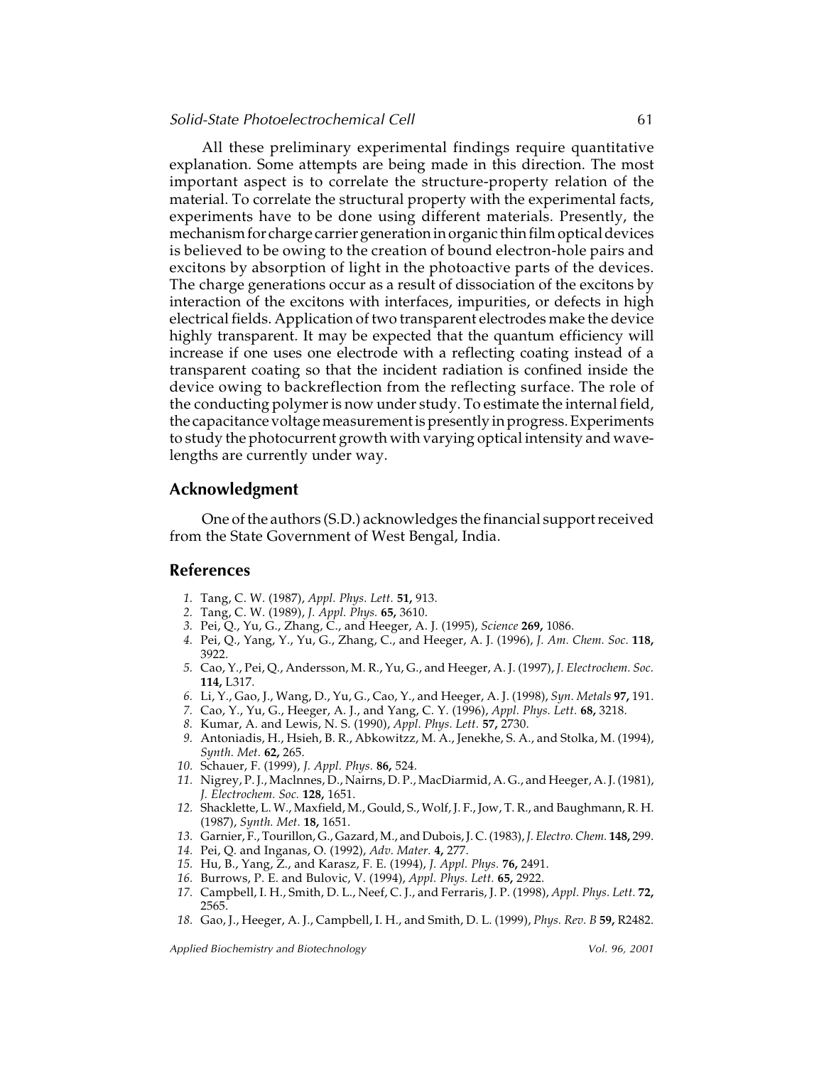All these preliminary experimental findings require quantitative explanation. Some attempts are being made in this direction. The most important aspect is to correlate the structure-property relation of the material. To correlate the structural property with the experimental facts, experiments have to be done using different materials. Presently, the mechanism for charge carrier generation in organic thin film optical devices is believed to be owing to the creation of bound electron-hole pairs and excitons by absorption of light in the photoactive parts of the devices. The charge generations occur as a result of dissociation of the excitons by interaction of the excitons with interfaces, impurities, or defects in high electrical fields. Application of two transparent electrodes make the device highly transparent. It may be expected that the quantum efficiency will increase if one uses one electrode with a reflecting coating instead of a transparent coating so that the incident radiation is confined inside the device owing to backreflection from the reflecting surface. The role of the conducting polymer is now under study. To estimate the internal field, the capacitance voltage measurement is presently in progress. Experiments to study the photocurrent growth with varying optical intensity and wavelengths are currently under way.

## Acknowledgment

One of the authors (S.D.) acknowledges the financial support received from the State Government of West Bengal, India.

## References

1. Tang, C. W. (1987), *Appl. Phys. Lett.* **51,** 913.
2. Tang, C. W. (1989), *J. Appl. Phys.* **65,** 3610.
3. Pei, Q., Yu, G., Zhang, C., and Heeger, A. J. (1995), *Science* **269,** 1086.
4. Pei, Q., Yang, Y., Yu, G., Zhang, C., and Heeger, A. J. (1996), *J. Am. Chem. Soc.* **118,** 3922.
5. Cao, Y., Pei, Q., Andersson, M. R., Yu, G., and Heeger, A. J. (1997), *J. Electrochem. Soc.* **114,** L317.
6. Li, Y., Gao, J., Wang, D., Yu, G., Cao, Y., and Heeger, A. J. (1998), *Syn. Metals* **97,** 191.
7. Cao, Y., Yu, G., Heeger, A. J., and Yang, C. Y. (1996), *Appl. Phys. Lett.* **68,** 3218.
8. Kumar, A. and Lewis, N. S. (1990), *Appl. Phys. Lett.* **57,** 2730.
9. Antoniadis, H., Hsieh, B. R., Abkowitzz, M. A., Jenekhe, S. A., and Stolka, M. (1994), *Synth. Met.* **62,** 265.
10. Schauer, F. (1999), *J. Appl. Phys.* **86,** 524.
11. Nigrey, P. J., MacInnes, D., Nairns, D. P., MacDiarmid, A. G., and Heeger, A. J. (1981), *J. Electrochem. Soc.* **128,** 1651.
12. Shacklette, L. W., Maxfield, M., Gould, S., Wolf, J. F., Jow, T. R., and Baughmann, R. H. (1987), *Synth. Met.* **18,** 1651.
13. Garnier, F., Tourillon, G., Gazard, M., and Dubois, J. C. (1983), *J. Electro. Chem.* **148,** 299.
14. Pei, Q. and Inganas, O. (1992), *Adv. Mater.* **4,** 277.
15. Hu, B., Yang, Z., and Karasz, F. E. (1994), *J. Appl. Phys.* **76,** 2491.
16. Burrows, P. E. and Bulovic, V. (1994), *Appl. Phys. Lett.* **65,** 2922.
17. Campbell, I. H., Smith, D. L., Neef, C. J., and Ferraris, J. P. (1998), *Appl. Phys. Lett.* **72,** 2565.
18. Gao, J., Heeger, A. J., Campbell, I. H., and Smith, D. L. (1999), *Phys. Rev. B* **59,** R2482.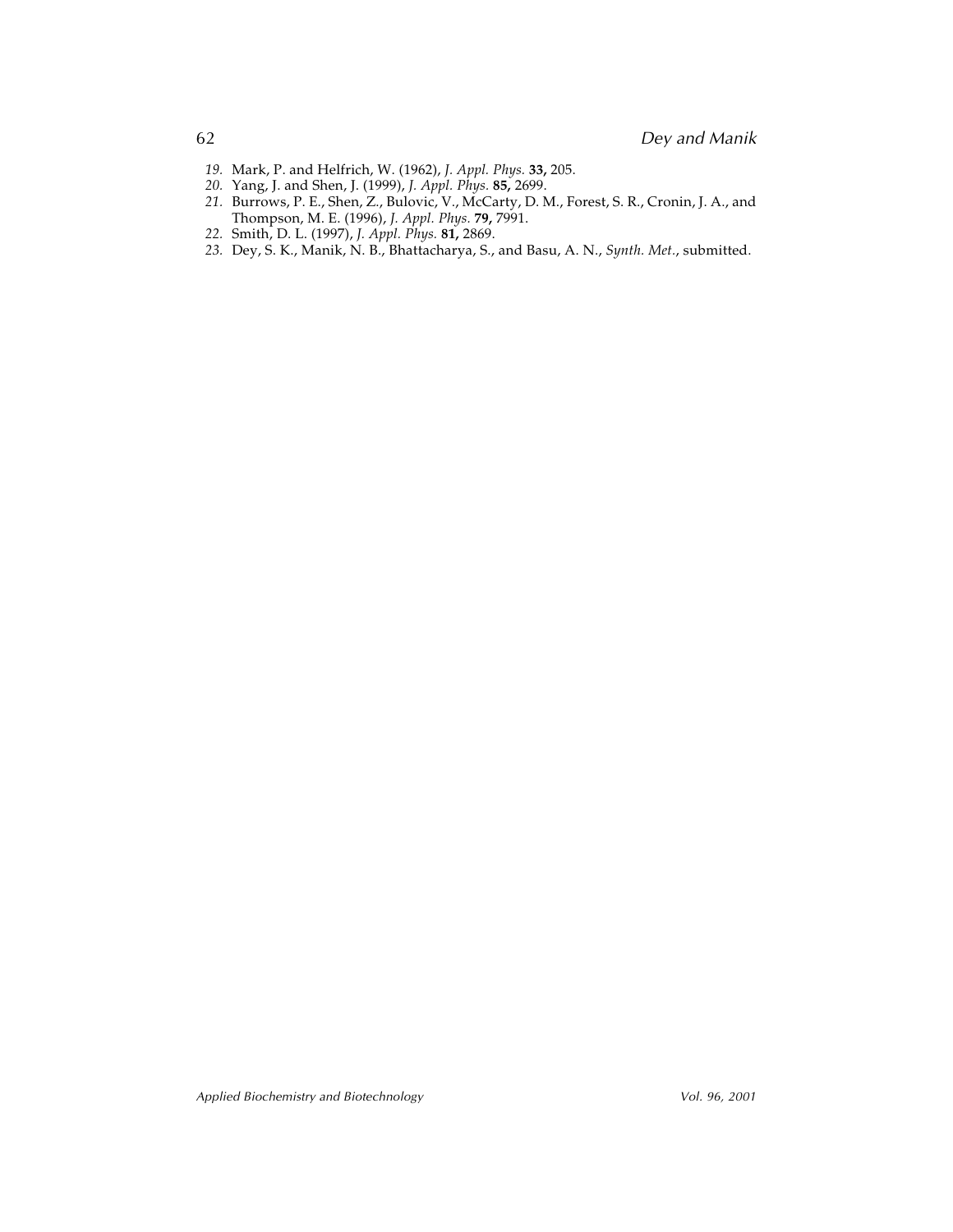19. Mark, P. and Helfrich, W. (1962), *J. Appl. Phys.* **33,** 205.
20. Yang, J. and Shen, J. (1999), *J. Appl. Phys.* **85,** 2699.
21. Burrows, P. E., Shen, Z., Bulovic, V., McCarty, D. M., Forest, S. R., Cronin, J. A., and Thompson, M. E. (1996), *J. Appl. Phys.* **79,** 7991.
22. Smith, D. L. (1997), *J. Appl. Phys.* **81,** 2869.
23. Dey, S. K., Manik, N. B., Bhattacharya, S., and Basu, A. N., *Synth. Met.*, submitted.